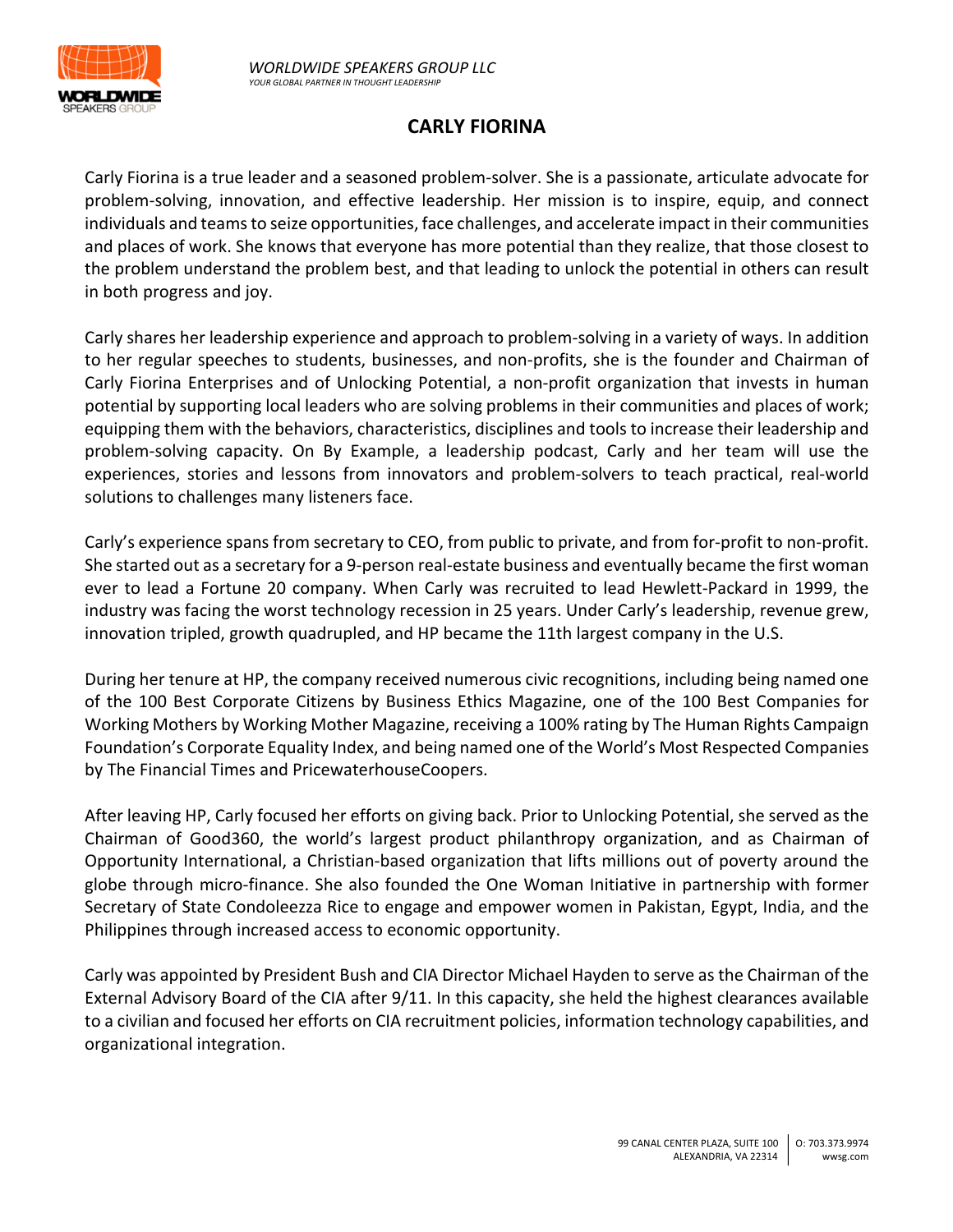*WORLDWIDE SPEAKERS GROUP LLC*
*YOUR GLOBAL PARTNER IN THOUGHT LEADERSHIP*

# CARLY FIORINA

Carly Fiorina is a true leader and a seasoned problem-solver. She is a passionate, articulate advocate for problem-solving, innovation, and effective leadership. Her mission is to inspire, equip, and connect individuals and teams to seize opportunities, face challenges, and accelerate impact in their communities and places of work. She knows that everyone has more potential than they realize, that those closest to the problem understand the problem best, and that leading to unlock the potential in others can result in both progress and joy.

Carly shares her leadership experience and approach to problem-solving in a variety of ways. In addition to her regular speeches to students, businesses, and non-profits, she is the founder and Chairman of Carly Fiorina Enterprises and of Unlocking Potential, a non-profit organization that invests in human potential by supporting local leaders who are solving problems in their communities and places of work; equipping them with the behaviors, characteristics, disciplines and tools to increase their leadership and problem-solving capacity. On By Example, a leadership podcast, Carly and her team will use the experiences, stories and lessons from innovators and problem-solvers to teach practical, real-world solutions to challenges many listeners face.

Carly's experience spans from secretary to CEO, from public to private, and from for-profit to non-profit. She started out as a secretary for a 9-person real-estate business and eventually became the first woman ever to lead a Fortune 20 company. When Carly was recruited to lead Hewlett-Packard in 1999, the industry was facing the worst technology recession in 25 years. Under Carly's leadership, revenue grew, innovation tripled, growth quadrupled, and HP became the 11th largest company in the U.S.

During her tenure at HP, the company received numerous civic recognitions, including being named one of the 100 Best Corporate Citizens by Business Ethics Magazine, one of the 100 Best Companies for Working Mothers by Working Mother Magazine, receiving a 100% rating by The Human Rights Campaign Foundation's Corporate Equality Index, and being named one of the World's Most Respected Companies by The Financial Times and PricewaterhouseCoopers.

After leaving HP, Carly focused her efforts on giving back. Prior to Unlocking Potential, she served as the Chairman of Good360, the world's largest product philanthropy organization, and as Chairman of Opportunity International, a Christian-based organization that lifts millions out of poverty around the globe through micro-finance. She also founded the One Woman Initiative in partnership with former Secretary of State Condoleezza Rice to engage and empower women in Pakistan, Egypt, India, and the Philippines through increased access to economic opportunity.

Carly was appointed by President Bush and CIA Director Michael Hayden to serve as the Chairman of the External Advisory Board of the CIA after 9/11. In this capacity, she held the highest clearances available to a civilian and focused her efforts on CIA recruitment policies, information technology capabilities, and organizational integration.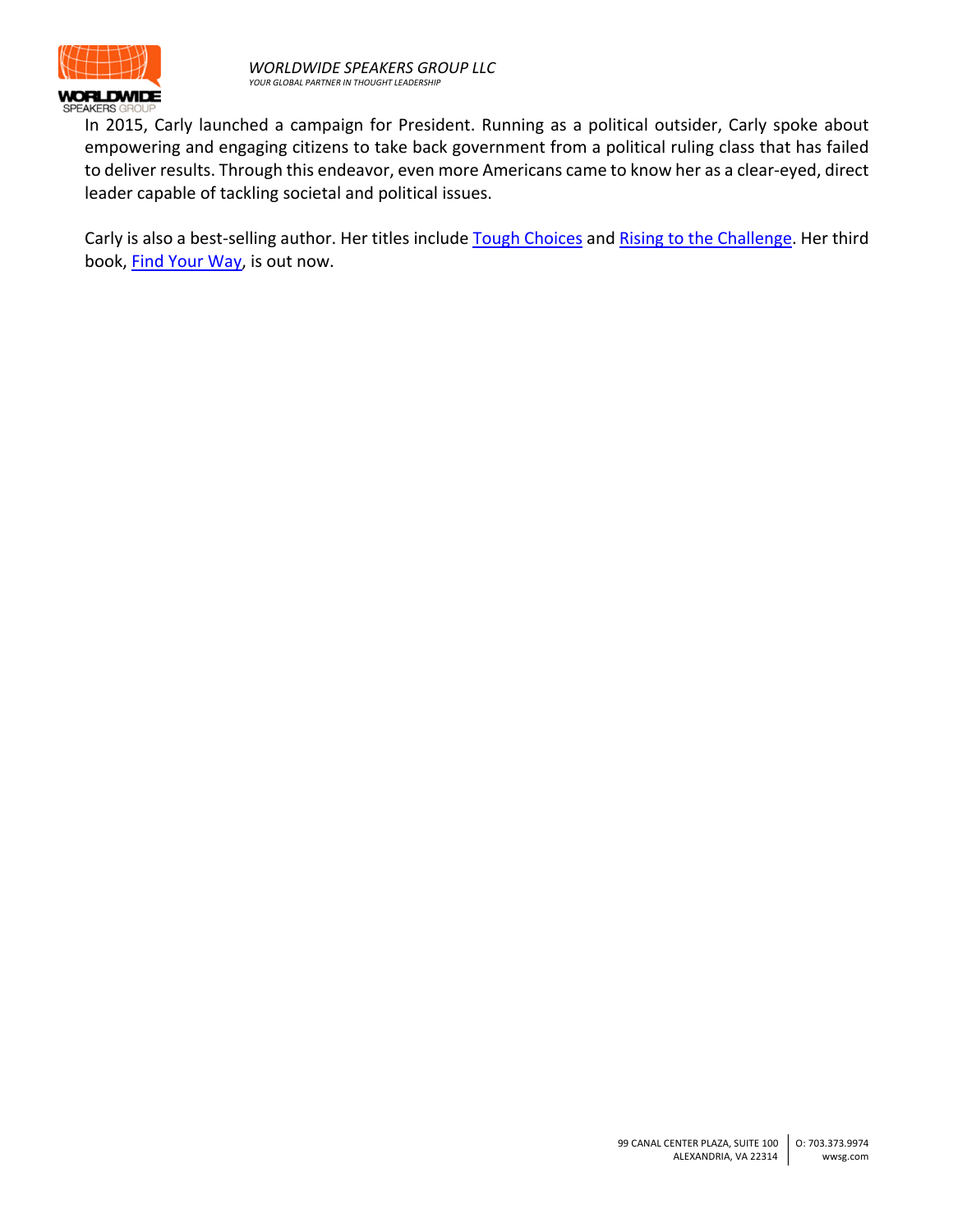In 2015, Carly launched a campaign for President. Running as a political outsider, Carly spoke about empowering and engaging citizens to take back government from a political ruling class that has failed to deliver results. Through this endeavor, even more Americans came to know her as a clear-eyed, direct leader capable of tackling societal and political issues.

Carly is also a best-selling author. Her titles include Tough Choices and Rising to the Challenge. Her third book, Find Your Way, is out now.